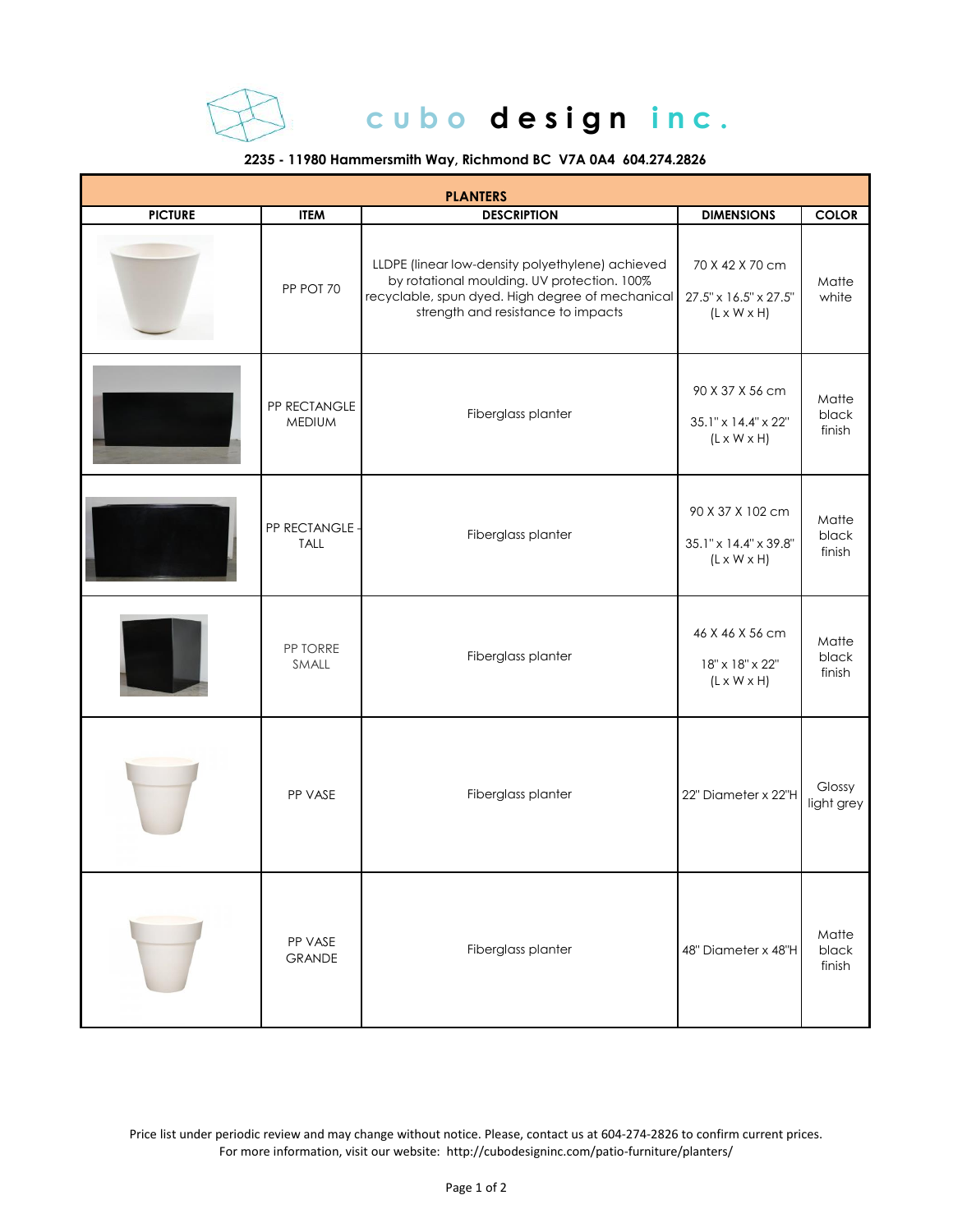# cubo design inc.

**2235 - 11980 Hammersmith Way, Richmond BC V7A 0A4 604.274.2826**

| PLANTERS | | | | |
|---|---|---|---|---|
| **PICTURE** | **ITEM** | **DESCRIPTION** | **DIMENSIONS** | **COLOR** |
| | PP POT 70 | LLDPE (linear low-density polyethylene) achieved by rotational moulding. UV protection. 100% recyclable, spun dyed. High degree of mechanical strength and resistance to impacts | 70 X 42 X 70 cm<br>27.5" x 16.5" x 27.5" (L x W x H) | Matte white |
| | PP RECTANGLE MEDIUM | Fiberglass planter | 90 X 37 X 56 cm<br>35.1" x 14.4" x 22" (L x W x H) | Matte black finish |
| | PP RECTANGLE - TALL | Fiberglass planter | 90 X 37 X 102 cm<br>35.1" x 14.4" x 39.8" (L x W x H) | Matte black finish |
| | PP TORRE SMALL | Fiberglass planter | 46 X 46 X 56 cm<br>18" x 18" x 22" (L x W x H) | Matte black finish |
| | PP VASE | Fiberglass planter | 22" Diameter x 22"H | Glossy light grey |
| | PP VASE GRANDE | Fiberglass planter | 48" Diameter x 48"H | Matte black finish |

Price list under periodic review and may change without notice. Please, contact us at 604-274-2826 to confirm current prices.
For more information, visit our website: http://cubodesigninc.com/patio-furniture/planters/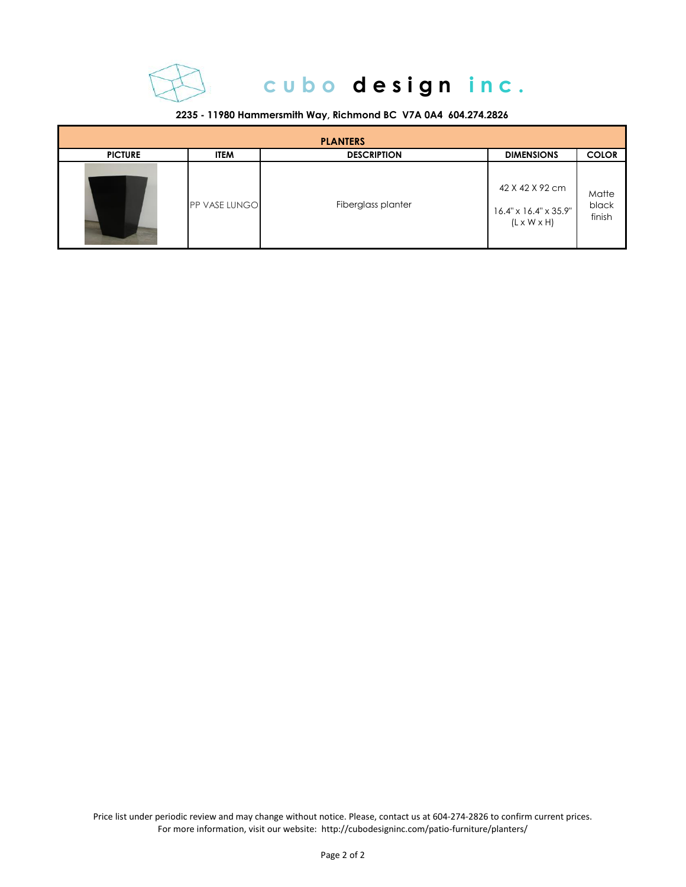# cubo design inc.

**2235 - 11980 Hammersmith Way, Richmond BC V7A 0A4 604.274.2826**

| PLANTERS | | | | |
|---|---|---|---|---|
| **PICTURE** | **ITEM** | **DESCRIPTION** | **DIMENSIONS** | **COLOR** |
| | PP VASE LUNGO | Fiberglass planter | 42 X 42 X 92 cm<br>16.4" x 16.4" x 35.9" (L x W x H) | Matte black finish |

Price list under periodic review and may change without notice. Please, contact us at 604-274-2826 to confirm current prices.
For more information, visit our website: http://cubodesigninc.com/patio-furniture/planters/